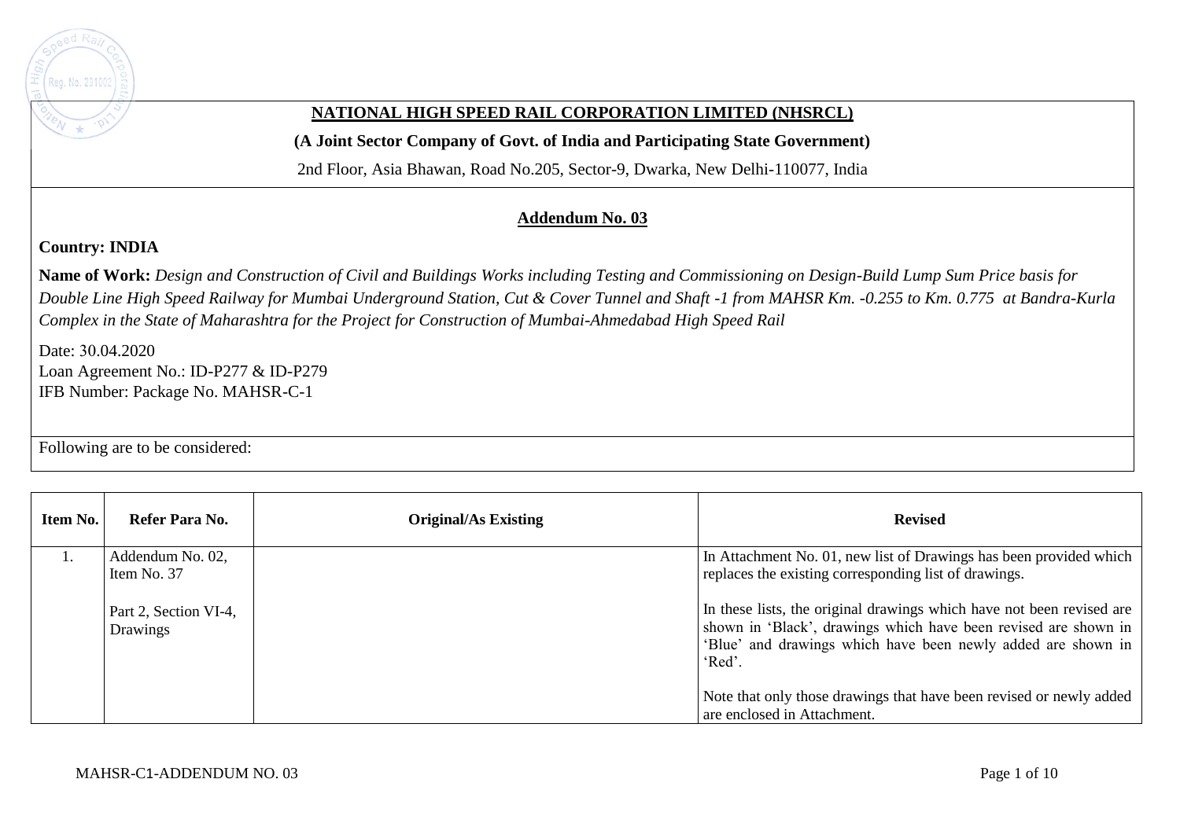## NATIONAL HIGH SPEED RAIL CORPORATION LIMITED (NHSRCL)

**(A Joint Sector Company of Govt. of India and Participating State Government)**

2nd Floor, Asia Bhawan, Road No.205, Sector-9, Dwarka, New Delhi-110077, India

## Addendum No. 03

**Country: INDIA**

**Name of Work:** *Design and Construction of Civil and Buildings Works including Testing and Commissioning on Design-Build Lump Sum Price basis for Double Line High Speed Railway for Mumbai Underground Station, Cut & Cover Tunnel and Shaft -1 from MAHSR Km. -0.255 to Km. 0.775 at Bandra-Kurla Complex in the State of Maharashtra for the Project for Construction of Mumbai-Ahmedabad High Speed Rail*

Date: 30.04.2020
Loan Agreement No.: ID-P277 & ID-P279
IFB Number: Package No. MAHSR-C-1

Following are to be considered:

| Item No. | Refer Para No. | Original/As Existing | Revised |
|---|---|---|---|
| 1. | Addendum No. 02, Item No. 37<br><br>Part 2, Section VI-4, Drawings | | In Attachment No. 01, new list of Drawings has been provided which replaces the existing corresponding list of drawings.<br><br>In these lists, the original drawings which have not been revised are shown in 'Black', drawings which have been revised are shown in 'Blue' and drawings which have been newly added are shown in 'Red'.<br><br>Note that only those drawings that have been revised or newly added are enclosed in Attachment. |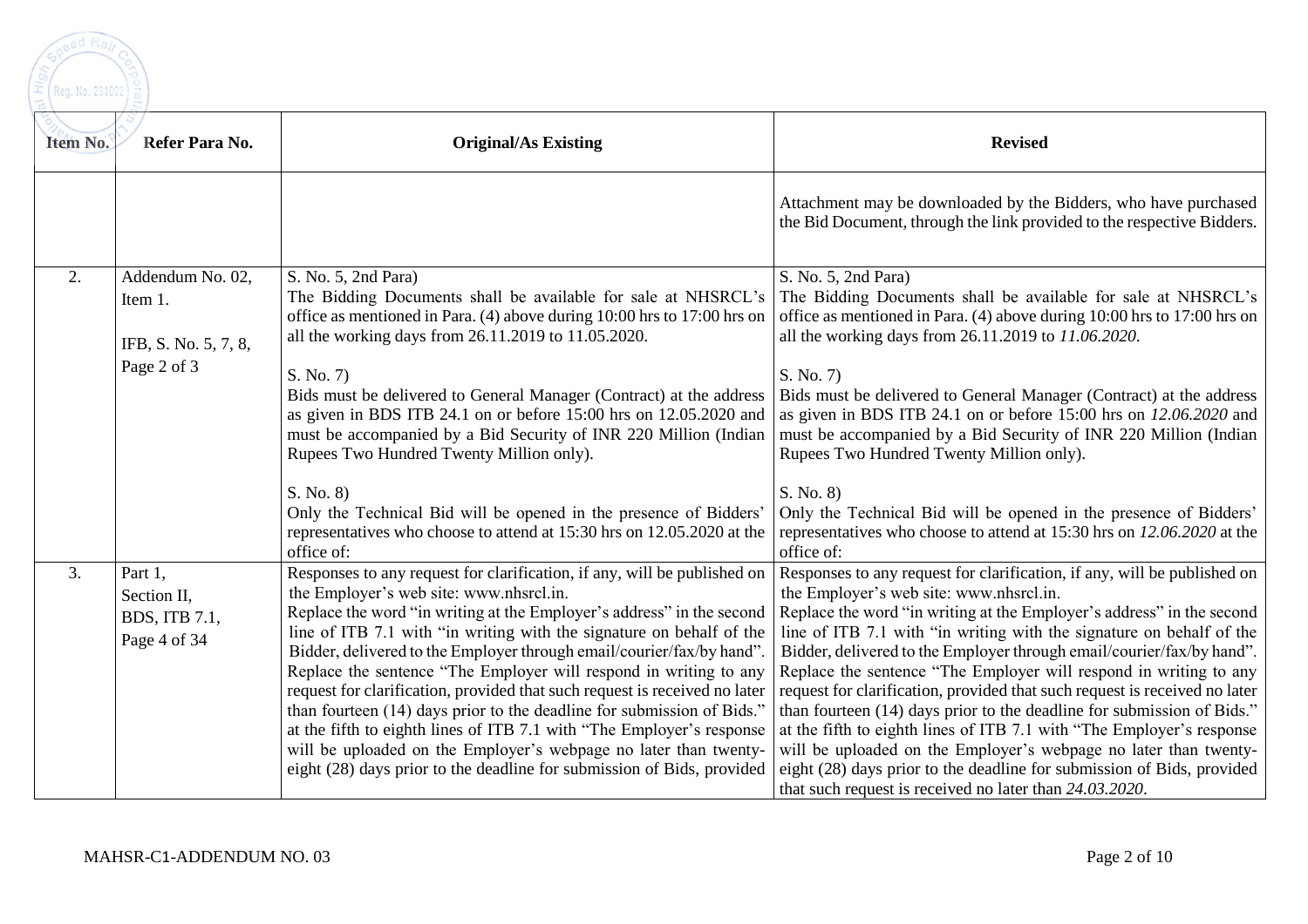| Item No. | Refer Para No. | Original/As Existing | Revised |
|---|---|---|---|
| | | | Attachment may be downloaded by the Bidders, who have purchased the Bid Document, through the link provided to the respective Bidders. |
| 2. | Addendum No. 02, Item 1.<br><br>IFB, S. No. 5, 7, 8, Page 2 of 3 | S. No. 5, 2nd Para)<br>The Bidding Documents shall be available for sale at NHSRCL's office as mentioned in Para. (4) above during 10:00 hrs to 17:00 hrs on all the working days from 26.11.2019 to 11.05.2020.<br><br>S. No. 7)<br>Bids must be delivered to General Manager (Contract) at the address as given in BDS ITB 24.1 on or before 15:00 hrs on 12.05.2020 and must be accompanied by a Bid Security of INR 220 Million (Indian Rupees Two Hundred Twenty Million only).<br><br>S. No. 8)<br>Only the Technical Bid will be opened in the presence of Bidders' representatives who choose to attend at 15:30 hrs on 12.05.2020 at the office of: | S. No. 5, 2nd Para)<br>The Bidding Documents shall be available for sale at NHSRCL's office as mentioned in Para. (4) above during 10:00 hrs to 17:00 hrs on all the working days from 26.11.2019 to *11.06.2020*.<br><br>S. No. 7)<br>Bids must be delivered to General Manager (Contract) at the address as given in BDS ITB 24.1 on or before 15:00 hrs on *12.06.2020* and must be accompanied by a Bid Security of INR 220 Million (Indian Rupees Two Hundred Twenty Million only).<br><br>S. No. 8)<br>Only the Technical Bid will be opened in the presence of Bidders' representatives who choose to attend at 15:30 hrs on *12.06.2020* at the office of: |
| 3. | Part 1,<br>Section II,<br>BDS, ITB 7.1,<br>Page 4 of 34 | Responses to any request for clarification, if any, will be published on the Employer's web site: www.nhsrcl.in.<br>Replace the word "in writing at the Employer's address" in the second line of ITB 7.1 with "in writing with the signature on behalf of the Bidder, delivered to the Employer through email/courier/fax/by hand".<br>Replace the sentence "The Employer will respond in writing to any request for clarification, provided that such request is received no later than fourteen (14) days prior to the deadline for submission of Bids." at the fifth to eighth lines of ITB 7.1 with "The Employer's response will be uploaded on the Employer's webpage no later than twenty-eight (28) days prior to the deadline for submission of Bids, provided | Responses to any request for clarification, if any, will be published on the Employer's web site: www.nhsrcl.in.<br>Replace the word "in writing at the Employer's address" in the second line of ITB 7.1 with "in writing with the signature on behalf of the Bidder, delivered to the Employer through email/courier/fax/by hand".<br>Replace the sentence "The Employer will respond in writing to any request for clarification, provided that such request is received no later than fourteen (14) days prior to the deadline for submission of Bids." at the fifth to eighth lines of ITB 7.1 with "The Employer's response will be uploaded on the Employer's webpage no later than twenty-eight (28) days prior to the deadline for submission of Bids, provided that such request is received no later than *24.03.2020*. |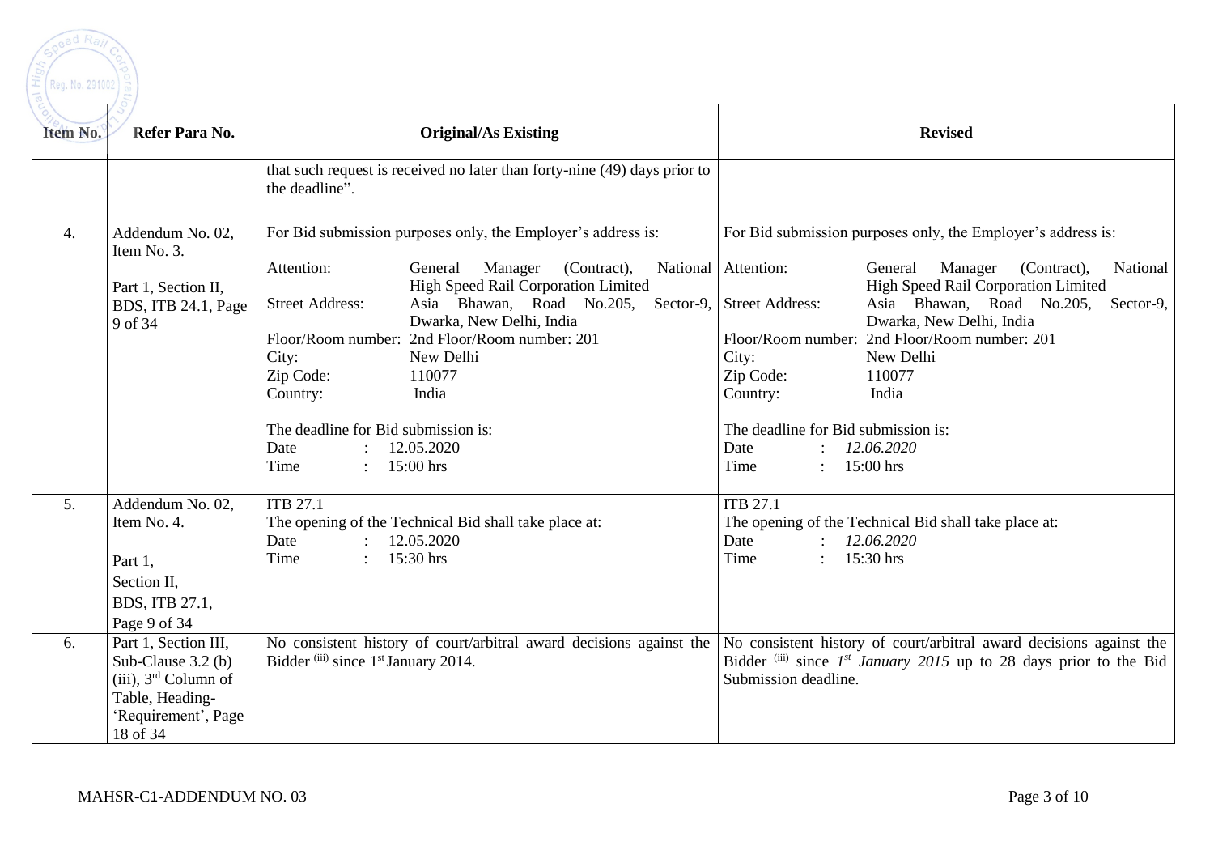| Item No. | Refer Para No. | Original/As Existing | Revised |
|---|---|---|---|
| | | that such request is received no later than forty-nine (49) days prior to the deadline". | |
| 4. | Addendum No. 02, Item No. 3.<br><br>Part 1, Section II, BDS, ITB 24.1, Page 9 of 34 | For Bid submission purposes only, the Employer's address is:<br><br>Attention: General Manager (Contract), National High Speed Rail Corporation Limited<br>Street Address: Asia Bhawan, Road No.205, Sector-9, Dwarka, New Delhi, India<br>Floor/Room number: 2nd Floor/Room number: 201<br>City: New Delhi<br>Zip Code: 110077<br>Country: India<br><br>The deadline for Bid submission is:<br>Date : 12.05.2020<br>Time : 15:00 hrs | For Bid submission purposes only, the Employer's address is:<br><br>Attention: General Manager (Contract), National High Speed Rail Corporation Limited<br>Street Address: Asia Bhawan, Road No.205, Sector-9, Dwarka, New Delhi, India<br>Floor/Room number: 2nd Floor/Room number: 201<br>City: New Delhi<br>Zip Code: 110077<br>Country: India<br><br>The deadline for Bid submission is:<br>Date : *12.06.2020*<br>Time : 15:00 hrs |
| 5. | Addendum No. 02, Item No. 4.<br><br>Part 1,<br>Section II,<br>BDS, ITB 27.1,<br>Page 9 of 34 | ITB 27.1<br>The opening of the Technical Bid shall take place at:<br>Date : 12.05.2020<br>Time : 15:30 hrs | ITB 27.1<br>The opening of the Technical Bid shall take place at:<br>Date : *12.06.2020*<br>Time : 15:30 hrs |
| 6. | Part 1, Section III, Sub-Clause 3.2 (b) (iii), 3rd Column of Table, Heading-'Requirement', Page 18 of 34 | No consistent history of court/arbitral award decisions against the Bidder (iii) since 1st January 2014. | No consistent history of court/arbitral award decisions against the Bidder (iii) since *1st January 2015* up to 28 days prior to the Bid Submission deadline. |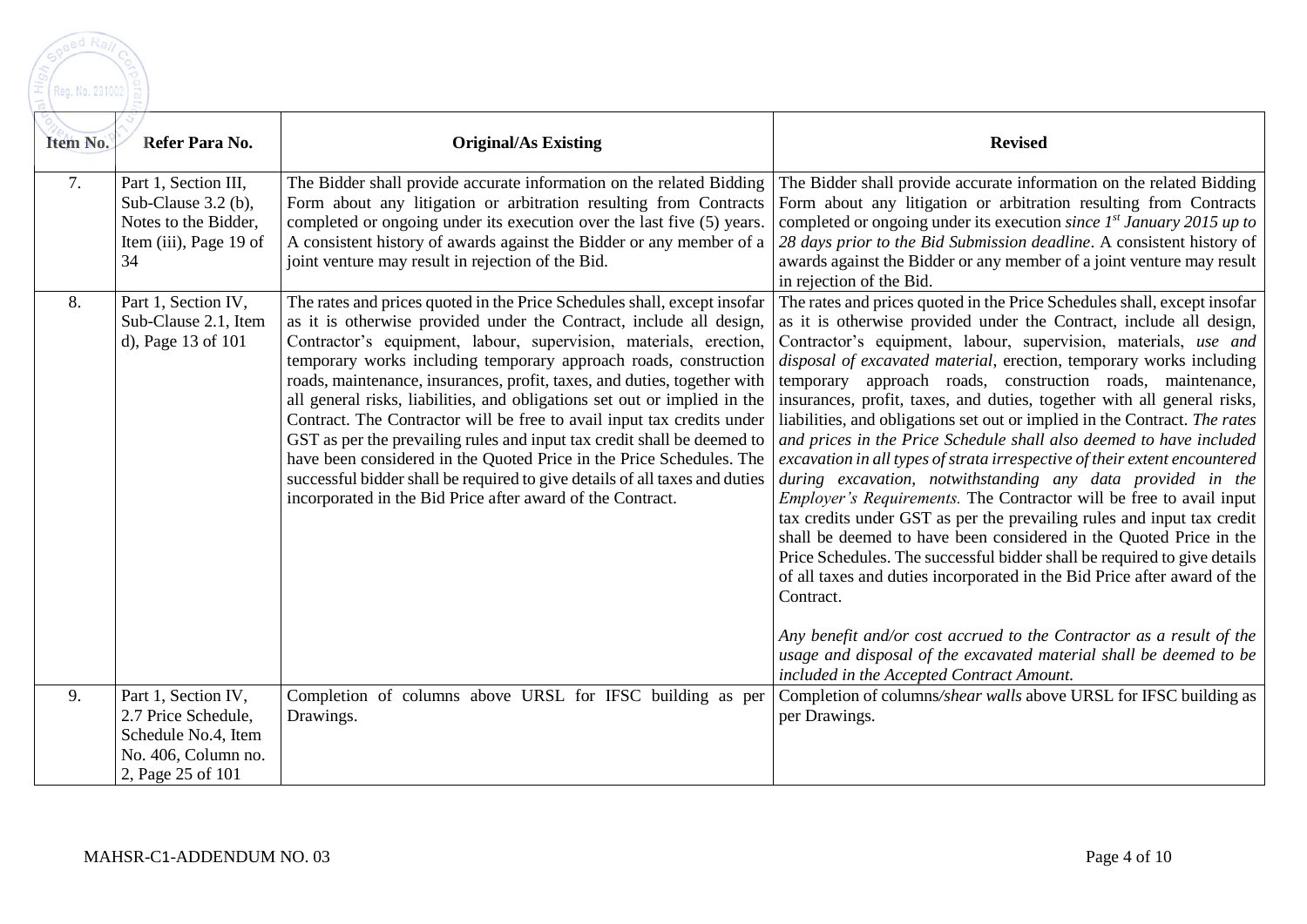| Item No. | Refer Para No. | Original/As Existing | Revised |
|---|---|---|---|
| 7. | Part 1, Section III, Sub-Clause 3.2 (b), Notes to the Bidder, Item (iii), Page 19 of 34 | The Bidder shall provide accurate information on the related Bidding Form about any litigation or arbitration resulting from Contracts completed or ongoing under its execution over the last five (5) years. A consistent history of awards against the Bidder or any member of a joint venture may result in rejection of the Bid. | The Bidder shall provide accurate information on the related Bidding Form about any litigation or arbitration resulting from Contracts completed or ongoing under its execution *since 1st January 2015 up to 28 days prior to the Bid Submission deadline*. A consistent history of awards against the Bidder or any member of a joint venture may result in rejection of the Bid. |
| 8. | Part 1, Section IV, Sub-Clause 2.1, Item d), Page 13 of 101 | The rates and prices quoted in the Price Schedules shall, except insofar as it is otherwise provided under the Contract, include all design, Contractor's equipment, labour, supervision, materials, erection, temporary works including temporary approach roads, construction roads, maintenance, insurances, profit, taxes, and duties, together with all general risks, liabilities, and obligations set out or implied in the Contract. The Contractor will be free to avail input tax credits under GST as per the prevailing rules and input tax credit shall be deemed to have been considered in the Quoted Price in the Price Schedules. The successful bidder shall be required to give details of all taxes and duties incorporated in the Bid Price after award of the Contract. | The rates and prices quoted in the Price Schedules shall, except insofar as it is otherwise provided under the Contract, include all design, Contractor's equipment, labour, supervision, materials, *use and disposal of excavated material*, erection, temporary works including temporary approach roads, construction roads, maintenance, insurances, profit, taxes, and duties, together with all general risks, liabilities, and obligations set out or implied in the Contract. *The rates and prices in the Price Schedule shall also deemed to have included excavation in all types of strata irrespective of their extent encountered during excavation, notwithstanding any data provided in the Employer's Requirements.* The Contractor will be free to avail input tax credits under GST as per the prevailing rules and input tax credit shall be deemed to have been considered in the Quoted Price in the Price Schedules. The successful bidder shall be required to give details of all taxes and duties incorporated in the Bid Price after award of the Contract.<br><br>*Any benefit and/or cost accrued to the Contractor as a result of the usage and disposal of the excavated material shall be deemed to be included in the Accepted Contract Amount.* |
| 9. | Part 1, Section IV, 2.7 Price Schedule, Schedule No.4, Item No. 406, Column no. 2, Page 25 of 101 | Completion of columns above URSL for IFSC building as per Drawings. | Completion of columns*/shear walls* above URSL for IFSC building as per Drawings. |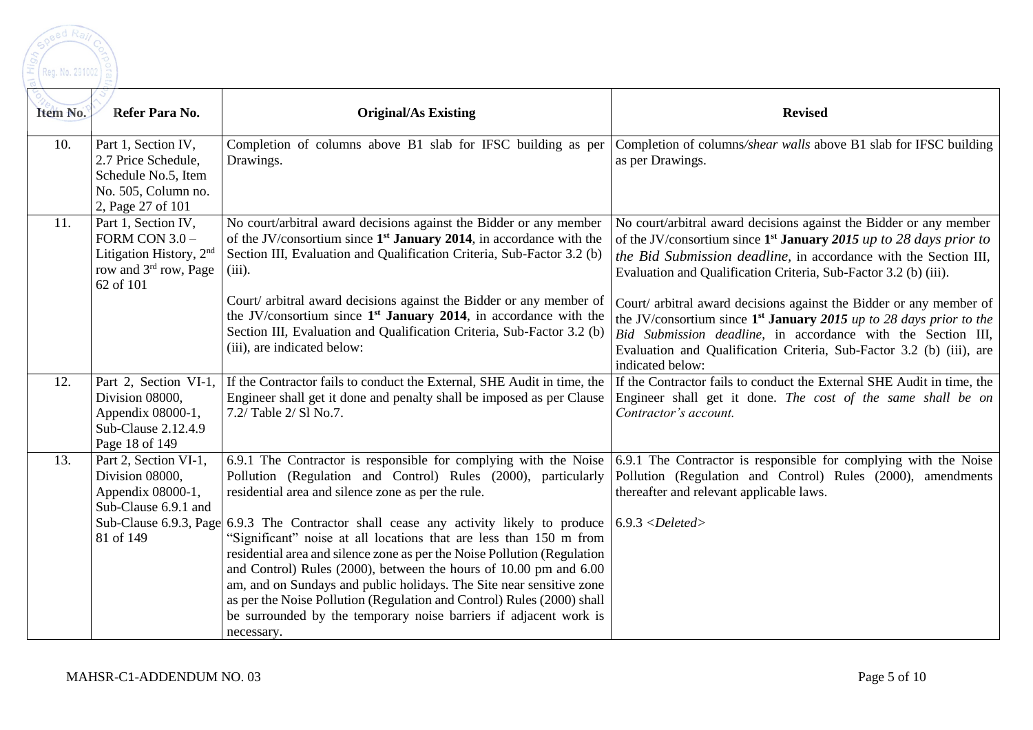| Item No. | Refer Para No. | Original/As Existing | Revised |
|---|---|---|---|
| 10. | Part 1, Section IV, 2.7 Price Schedule, Schedule No.5, Item No. 505, Column no. 2, Page 27 of 101 | Completion of columns above B1 slab for IFSC building as per Drawings. | Completion of columns*/shear walls* above B1 slab for IFSC building as per Drawings. |
| 11. | Part 1, Section IV, FORM CON 3.0 – Litigation History, 2nd row and 3rd row, Page 62 of 101 | No court/arbitral award decisions against the Bidder or any member of the JV/consortium since **1st January 2014**, in accordance with the Section III, Evaluation and Qualification Criteria, Sub-Factor 3.2 (b) (iii).<br><br>Court/ arbitral award decisions against the Bidder or any member of the JV/consortium since **1st January 2014**, in accordance with the Section III, Evaluation and Qualification Criteria, Sub-Factor 3.2 (b) (iii), are indicated below: | No court/arbitral award decisions against the Bidder or any member of the JV/consortium since **1st January** ***2015*** *up to 28 days prior to the Bid Submission deadline*, in accordance with the Section III, Evaluation and Qualification Criteria, Sub-Factor 3.2 (b) (iii).<br><br>Court/ arbitral award decisions against the Bidder or any member of the JV/consortium since **1st January** ***2015*** *up to 28 days prior to the Bid Submission deadline*, in accordance with the Section III, Evaluation and Qualification Criteria, Sub-Factor 3.2 (b) (iii), are indicated below: |
| 12. | Part 2, Section VI-1, Division 08000, Appendix 08000-1, Sub-Clause 2.12.4.9 Page 18 of 149 | If the Contractor fails to conduct the External, SHE Audit in time, the Engineer shall get it done and penalty shall be imposed as per Clause 7.2/ Table 2/ Sl No.7. | If the Contractor fails to conduct the External SHE Audit in time, the Engineer shall get it done. *The cost of the same shall be on Contractor's account.* |
| 13. | Part 2, Section VI-1, Division 08000, Appendix 08000-1, Sub-Clause 6.9.1 and Sub-Clause 6.9.3, Page 81 of 149 | 6.9.1 The Contractor is responsible for complying with the Noise Pollution (Regulation and Control) Rules (2000), particularly residential area and silence zone as per the rule.<br><br>6.9.3 The Contractor shall cease any activity likely to produce "Significant" noise at all locations that are less than 150 m from residential area and silence zone as per the Noise Pollution (Regulation and Control) Rules (2000), between the hours of 10.00 pm and 6.00 am, and on Sundays and public holidays. The Site near sensitive zone as per the Noise Pollution (Regulation and Control) Rules (2000) shall be surrounded by the temporary noise barriers if adjacent work is necessary. | 6.9.1 The Contractor is responsible for complying with the Noise Pollution (Regulation and Control) Rules (2000), amendments thereafter and relevant applicable laws.<br><br>6.9.3 <*Deleted*> |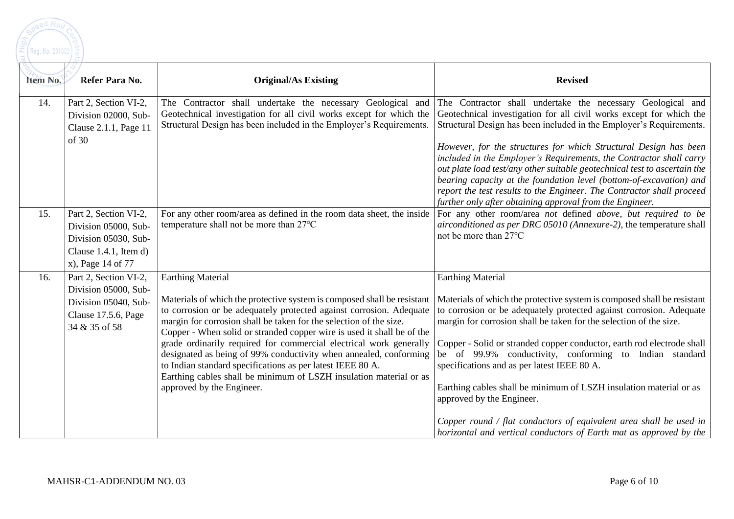| Item No. | Refer Para No. | Original/As Existing | Revised |
|---|---|---|---|
| 14. | Part 2, Section VI-2, Division 02000, Sub-Clause 2.1.1, Page 11 of 30 | The Contractor shall undertake the necessary Geological and Geotechnical investigation for all civil works except for which the Structural Design has been included in the Employer's Requirements. | The Contractor shall undertake the necessary Geological and Geotechnical investigation for all civil works except for which the Structural Design has been included in the Employer's Requirements.<br><br>*However, for the structures for which Structural Design has been included in the Employer's Requirements, the Contractor shall carry out plate load test/any other suitable geotechnical test to ascertain the bearing capacity at the foundation level (bottom-of-excavation) and report the test results to the Engineer. The Contractor shall proceed further only after obtaining approval from the Engineer.* |
| 15. | Part 2, Section VI-2, Division 05000, Sub-Division 05030, Sub-Clause 1.4.1, Item d) x), Page 14 of 77 | For any other room/area as defined in the room data sheet, the inside temperature shall not be more than 27°C | For any other room/area *not* defined *above, but required to be airconditioned as per DRC 05010 (Annexure-2)*, the temperature shall not be more than 27°C |
| 16. | Part 2, Section VI-2, Division 05000, Sub-Division 05040, Sub-Clause 17.5.6, Page 34 & 35 of 58 | Earthing Material<br><br>Materials of which the protective system is composed shall be resistant to corrosion or be adequately protected against corrosion. Adequate margin for corrosion shall be taken for the selection of the size.<br>Copper - When solid or stranded copper wire is used it shall be of the grade ordinarily required for commercial electrical work generally designated as being of 99% conductivity when annealed, conforming to Indian standard specifications as per latest IEEE 80 A.<br>Earthing cables shall be minimum of LSZH insulation material or as approved by the Engineer. | Earthing Material<br><br>Materials of which the protective system is composed shall be resistant to corrosion or be adequately protected against corrosion. Adequate margin for corrosion shall be taken for the selection of the size.<br><br>Copper - Solid or stranded copper conductor, earth rod electrode shall be of 99.9% conductivity, conforming to Indian standard specifications and as per latest IEEE 80 A.<br><br>Earthing cables shall be minimum of LSZH insulation material or as approved by the Engineer.<br><br>*Copper round / flat conductors of equivalent area shall be used in horizontal and vertical conductors of Earth mat as approved by the* |

MAHSR-C1-ADDENDUM NO. 03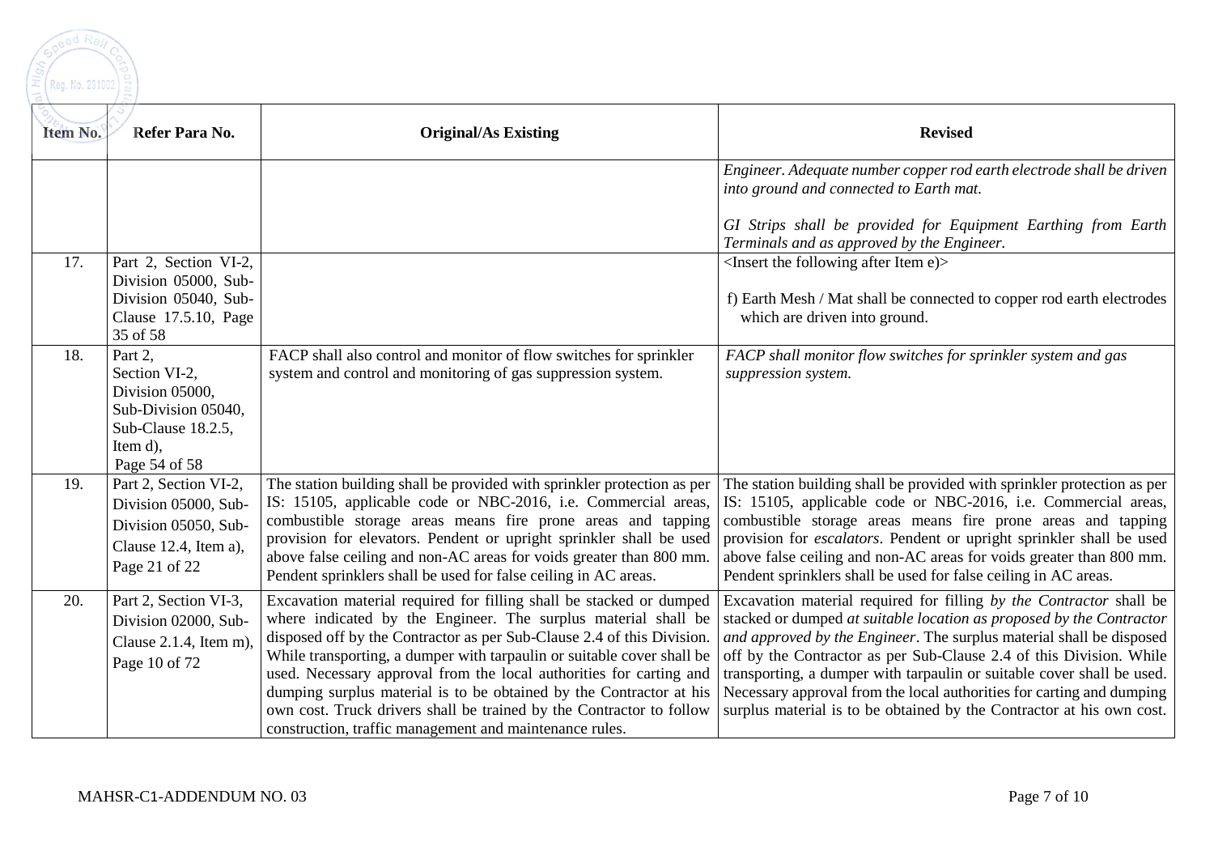| Item No. | Refer Para No. | Original/As Existing | Revised |
|---|---|---|---|
| | | | *Engineer. Adequate number copper rod earth electrode shall be driven into ground and connected to Earth mat.*<br><br>*GI Strips shall be provided for Equipment Earthing from Earth Terminals and as approved by the Engineer.* |
| 17. | Part 2, Section VI-2, Division 05000, Sub-Division 05040, Sub-Clause 17.5.10, Page 35 of 58 | | <Insert the following after Item e)><br><br>f) Earth Mesh / Mat shall be connected to copper rod earth electrodes which are driven into ground. |
| 18. | Part 2, Section VI-2, Division 05000, Sub-Division 05040, Sub-Clause 18.2.5, Item d), Page 54 of 58 | FACP shall also control and monitor of flow switches for sprinkler system and control and monitoring of gas suppression system. | *FACP shall monitor flow switches for sprinkler system and gas suppression system.* |
| 19. | Part 2, Section VI-2, Division 05000, Sub-Division 05050, Sub-Clause 12.4, Item a), Page 21 of 22 | The station building shall be provided with sprinkler protection as per IS: 15105, applicable code or NBC-2016, i.e. Commercial areas, combustible storage areas means fire prone areas and tapping provision for elevators. Pendent or upright sprinkler shall be used above false ceiling and non-AC areas for voids greater than 800 mm. Pendent sprinklers shall be used for false ceiling in AC areas. | The station building shall be provided with sprinkler protection as per IS: 15105, applicable code or NBC-2016, i.e. Commercial areas, combustible storage areas means fire prone areas and tapping provision for *escalators*. Pendent or upright sprinkler shall be used above false ceiling and non-AC areas for voids greater than 800 mm. Pendent sprinklers shall be used for false ceiling in AC areas. |
| 20. | Part 2, Section VI-3, Division 02000, Sub-Clause 2.1.4, Item m), Page 10 of 72 | Excavation material required for filling shall be stacked or dumped where indicated by the Engineer. The surplus material shall be disposed off by the Contractor as per Sub-Clause 2.4 of this Division. While transporting, a dumper with tarpaulin or suitable cover shall be used. Necessary approval from the local authorities for carting and dumping surplus material is to be obtained by the Contractor at his own cost. Truck drivers shall be trained by the Contractor to follow construction, traffic management and maintenance rules. | Excavation material required for filling *by the Contractor* shall be stacked or dumped *at suitable location as proposed by the Contractor and approved by the Engineer*. The surplus material shall be disposed off by the Contractor as per Sub-Clause 2.4 of this Division. While transporting, a dumper with tarpaulin or suitable cover shall be used. Necessary approval from the local authorities for carting and dumping surplus material is to be obtained by the Contractor at his own cost. |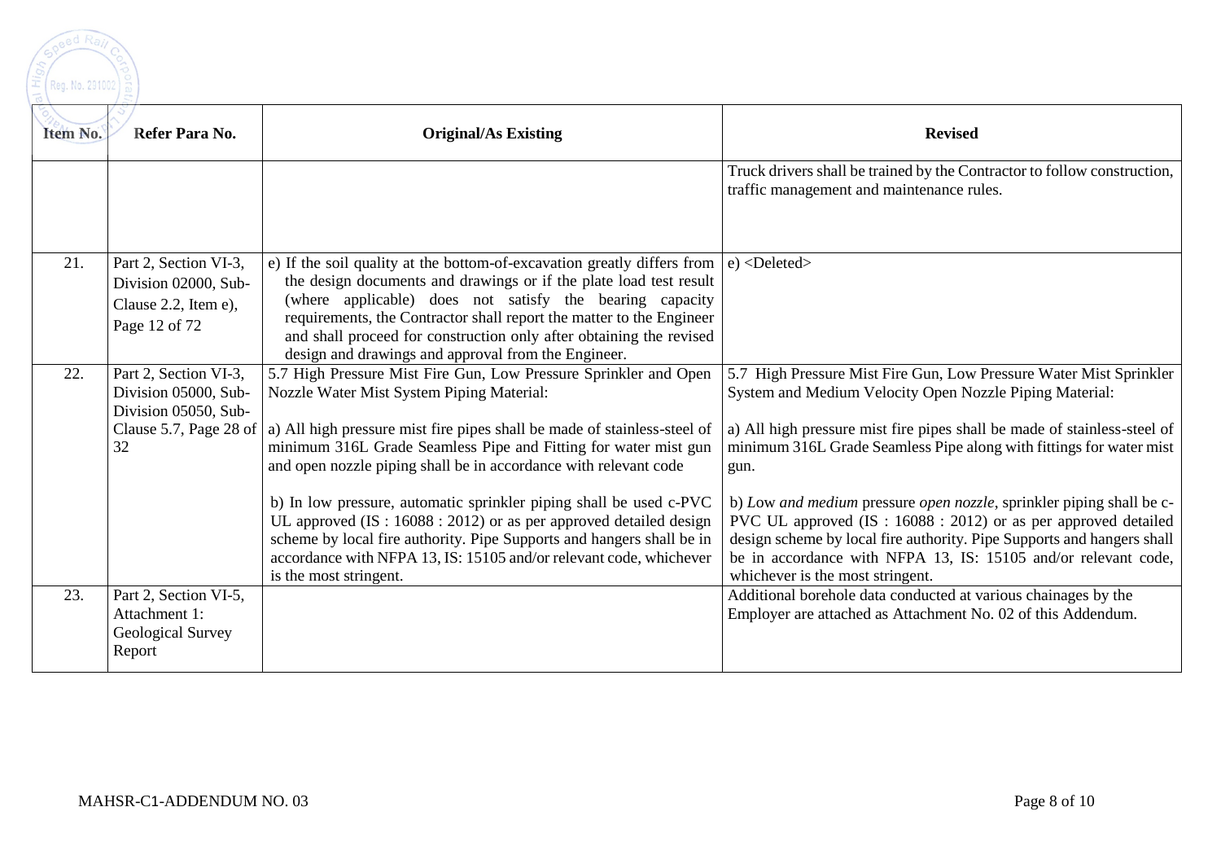| Item No. | Refer Para No. | Original/As Existing | Revised |
|---|---|---|---|
| | | | Truck drivers shall be trained by the Contractor to follow construction, traffic management and maintenance rules. |
| 21. | Part 2, Section VI-3, Division 02000, Sub-Clause 2.2, Item e), Page 12 of 72 | e) If the soil quality at the bottom-of-excavation greatly differs from the design documents and drawings or if the plate load test result (where applicable) does not satisfy the bearing capacity requirements, the Contractor shall report the matter to the Engineer and shall proceed for construction only after obtaining the revised design and drawings and approval from the Engineer. | e) <Deleted> |
| 22. | Part 2, Section VI-3, Division 05000, Sub-Division 05050, Sub-Clause 5.7, Page 28 of 32 | 5.7 High Pressure Mist Fire Gun, Low Pressure Sprinkler and Open Nozzle Water Mist System Piping Material:<br><br>a) All high pressure mist fire pipes shall be made of stainless-steel of minimum 316L Grade Seamless Pipe and Fitting for water mist gun and open nozzle piping shall be in accordance with relevant code<br><br>b) In low pressure, automatic sprinkler piping shall be used c-PVC UL approved (IS : 16088 : 2012) or as per approved detailed design scheme by local fire authority. Pipe Supports and hangers shall be in accordance with NFPA 13, IS: 15105 and/or relevant code, whichever is the most stringent. | 5.7 High Pressure Mist Fire Gun, Low Pressure Water Mist Sprinkler System and Medium Velocity Open Nozzle Piping Material:<br><br>a) All high pressure mist fire pipes shall be made of stainless-steel of minimum 316L Grade Seamless Pipe along with fittings for water mist gun.<br><br>b) Low *and medium* pressure *open nozzle*, sprinkler piping shall be c-PVC UL approved (IS : 16088 : 2012) or as per approved detailed design scheme by local fire authority. Pipe Supports and hangers shall be in accordance with NFPA 13, IS: 15105 and/or relevant code, whichever is the most stringent. |
| 23. | Part 2, Section VI-5, Attachment 1: Geological Survey Report | | Additional borehole data conducted at various chainages by the Employer are attached as Attachment No. 02 of this Addendum. |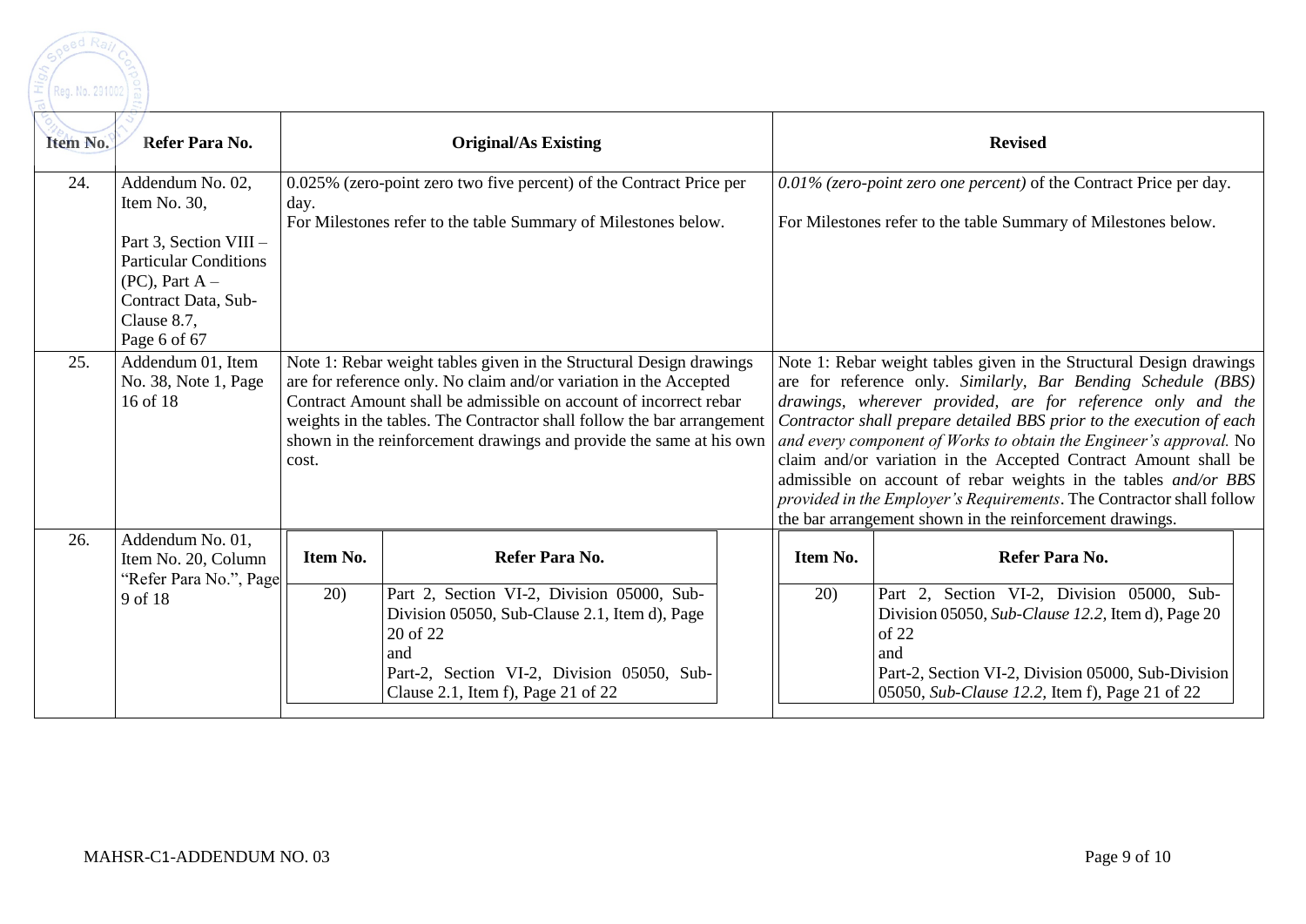| Item No. | Refer Para No. | Original/As Existing | Revised |
|---|---|---|---|
| 24. | Addendum No. 02, Item No. 30,<br><br>Part 3, Section VIII – Particular Conditions (PC), Part A – Contract Data, Sub-Clause 8.7, Page 6 of 67 | 0.025% (zero-point zero two five percent) of the Contract Price per day.<br>For Milestones refer to the table Summary of Milestones below. | *0.01% (zero-point zero one percent)* of the Contract Price per day.<br><br>For Milestones refer to the table Summary of Milestones below. |
| 25. | Addendum 01, Item No. 38, Note 1, Page 16 of 18 | Note 1: Rebar weight tables given in the Structural Design drawings are for reference only. No claim and/or variation in the Accepted Contract Amount shall be admissible on account of incorrect rebar weights in the tables. The Contractor shall follow the bar arrangement shown in the reinforcement drawings and provide the same at his own cost. | Note 1: Rebar weight tables given in the Structural Design drawings are for reference only. *Similarly, Bar Bending Schedule (BBS) drawings, wherever provided, are for reference only and the Contractor shall prepare detailed BBS prior to the execution of each and every component of Works to obtain the Engineer's approval.* No claim and/or variation in the Accepted Contract Amount shall be admissible on account of rebar weights in the tables *and/or BBS provided in the Employer's Requirements*. The Contractor shall follow the bar arrangement shown in the reinforcement drawings. |
| 26. | Addendum No. 01, Item No. 20, Column "Refer Para No.", Page 9 of 18 | **Item No.:** 20)<br>**Refer Para No.:** Part 2, Section VI-2, Division 05000, Sub-Division 05050, Sub-Clause 2.1, Item d), Page 20 of 22<br>and<br>Part-2, Section VI-2, Division 05050, Sub-Clause 2.1, Item f), Page 21 of 22 | **Item No.:** 20)<br>**Refer Para No.:** Part 2, Section VI-2, Division 05000, Sub-Division 05050, *Sub-Clause 12.2*, Item d), Page 20 of 22<br>and<br>Part-2, Section VI-2, Division 05000, Sub-Division 05050, *Sub-Clause 12.2*, Item f), Page 21 of 22 |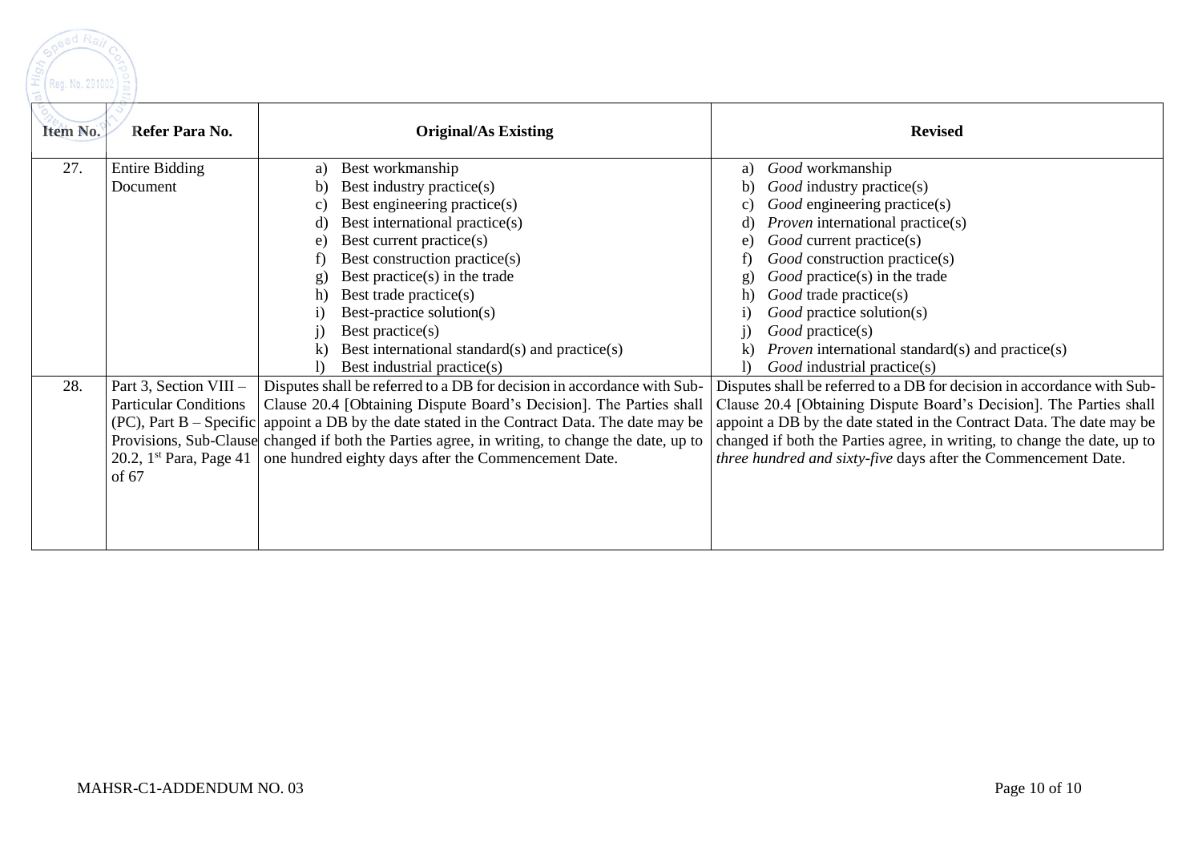| Item No. | Refer Para No. | Original/As Existing | Revised |
|---|---|---|---|
| 27. | Entire Bidding Document | a) Best workmanship<br>b) Best industry practice(s)<br>c) Best engineering practice(s)<br>d) Best international practice(s)<br>e) Best current practice(s)<br>f) Best construction practice(s)<br>g) Best practice(s) in the trade<br>h) Best trade practice(s)<br>i) Best-practice solution(s)<br>j) Best practice(s)<br>k) Best international standard(s) and practice(s)<br>l) Best industrial practice(s) | a) *Good* workmanship<br>b) *Good* industry practice(s)<br>c) *Good* engineering practice(s)<br>d) *Proven* international practice(s)<br>e) *Good* current practice(s)<br>f) *Good* construction practice(s)<br>g) *Good* practice(s) in the trade<br>h) *Good* trade practice(s)<br>i) *Good* practice solution(s)<br>j) *Good* practice(s)<br>k) *Proven* international standard(s) and practice(s)<br>l) *Good* industrial practice(s) |
| 28. | Part 3, Section VIII – Particular Conditions (PC), Part B – Specific Provisions, Sub-Clause 20.2, 1st Para, Page 41 of 67 | Disputes shall be referred to a DB for decision in accordance with Sub-Clause 20.4 [Obtaining Dispute Board's Decision]. The Parties shall appoint a DB by the date stated in the Contract Data. The date may be changed if both the Parties agree, in writing, to change the date, up to one hundred eighty days after the Commencement Date. | Disputes shall be referred to a DB for decision in accordance with Sub-Clause 20.4 [Obtaining Dispute Board's Decision]. The Parties shall appoint a DB by the date stated in the Contract Data. The date may be changed if both the Parties agree, in writing, to change the date, up to *three hundred and sixty-five* days after the Commencement Date. |